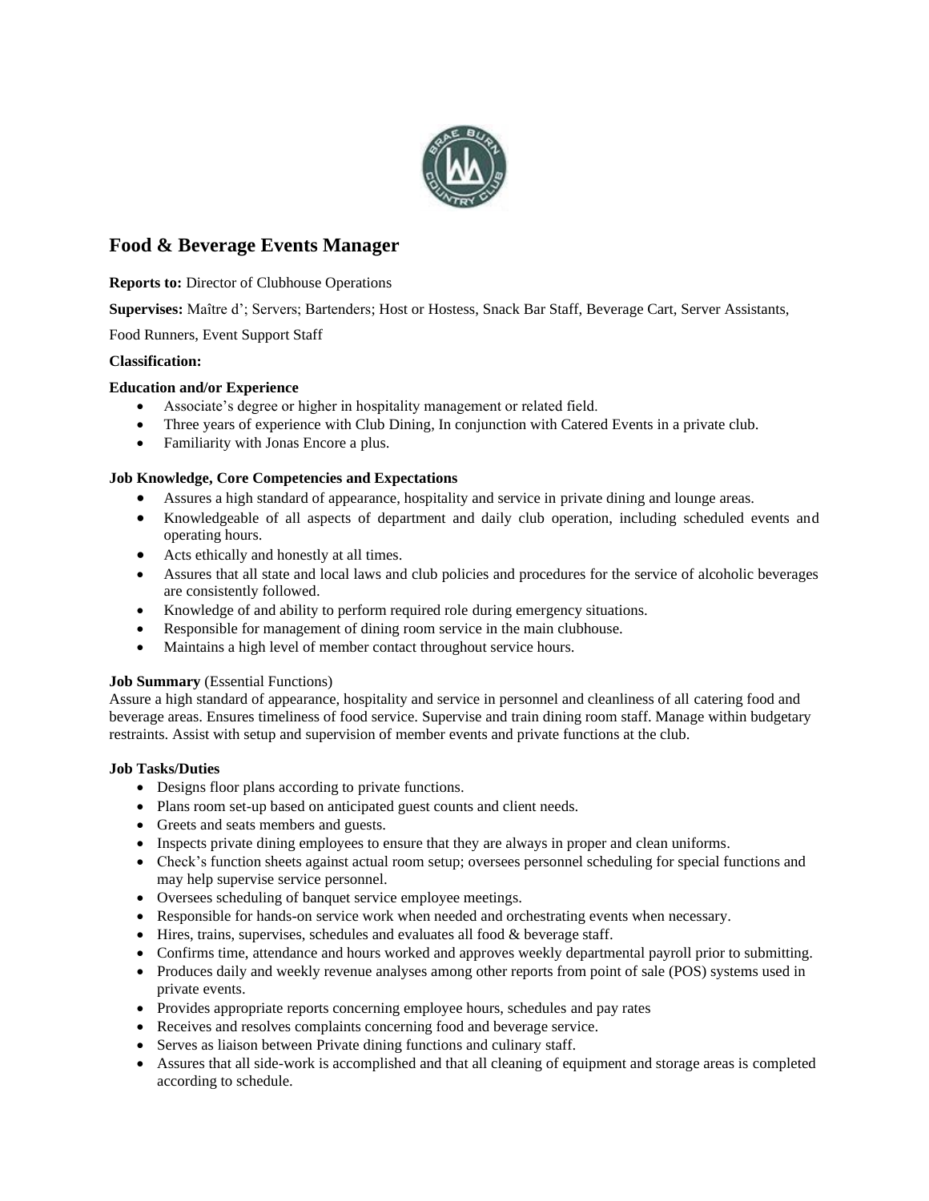# Food & Beverage Events Manager

**Reports to:** Director of Clubhouse Operations

**Supervises:** Maître d'; Servers; Bartenders; Host or Hostess, Snack Bar Staff, Beverage Cart, Server Assistants, Food Runners, Event Support Staff

**Classification:**

**Education and/or Experience**

- Associate's degree or higher in hospitality management or related field.
- Three years of experience with Club Dining, In conjunction with Catered Events in a private club.
- Familiarity with Jonas Encore a plus.

**Job Knowledge, Core Competencies and Expectations**

- Assures a high standard of appearance, hospitality and service in private dining and lounge areas.
- Knowledgeable of all aspects of department and daily club operation, including scheduled events and operating hours.
- Acts ethically and honestly at all times.
- Assures that all state and local laws and club policies and procedures for the service of alcoholic beverages are consistently followed.
- Knowledge of and ability to perform required role during emergency situations.
- Responsible for management of dining room service in the main clubhouse.
- Maintains a high level of member contact throughout service hours.

**Job Summary** (Essential Functions)

Assure a high standard of appearance, hospitality and service in personnel and cleanliness of all catering food and beverage areas. Ensures timeliness of food service. Supervise and train dining room staff. Manage within budgetary restraints. Assist with setup and supervision of member events and private functions at the club.

**Job Tasks/Duties**

- Designs floor plans according to private functions.
- Plans room set-up based on anticipated guest counts and client needs.
- Greets and seats members and guests.
- Inspects private dining employees to ensure that they are always in proper and clean uniforms.
- Check's function sheets against actual room setup; oversees personnel scheduling for special functions and may help supervise service personnel.
- Oversees scheduling of banquet service employee meetings.
- Responsible for hands-on service work when needed and orchestrating events when necessary.
- Hires, trains, supervises, schedules and evaluates all food & beverage staff.
- Confirms time, attendance and hours worked and approves weekly departmental payroll prior to submitting.
- Produces daily and weekly revenue analyses among other reports from point of sale (POS) systems used in private events.
- Provides appropriate reports concerning employee hours, schedules and pay rates
- Receives and resolves complaints concerning food and beverage service.
- Serves as liaison between Private dining functions and culinary staff.
- Assures that all side-work is accomplished and that all cleaning of equipment and storage areas is completed according to schedule.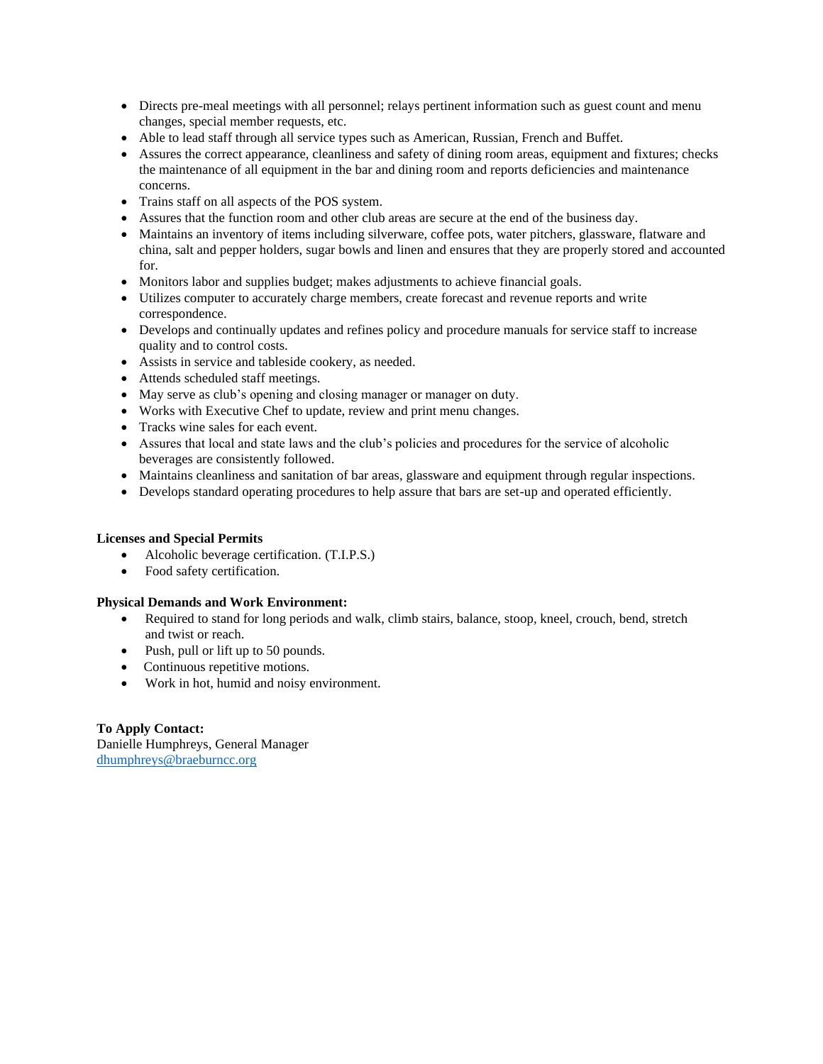- Directs pre-meal meetings with all personnel; relays pertinent information such as guest count and menu changes, special member requests, etc.
- Able to lead staff through all service types such as American, Russian, French and Buffet.
- Assures the correct appearance, cleanliness and safety of dining room areas, equipment and fixtures; checks the maintenance of all equipment in the bar and dining room and reports deficiencies and maintenance concerns.
- Trains staff on all aspects of the POS system.
- Assures that the function room and other club areas are secure at the end of the business day.
- Maintains an inventory of items including silverware, coffee pots, water pitchers, glassware, flatware and china, salt and pepper holders, sugar bowls and linen and ensures that they are properly stored and accounted for.
- Monitors labor and supplies budget; makes adjustments to achieve financial goals.
- Utilizes computer to accurately charge members, create forecast and revenue reports and write correspondence.
- Develops and continually updates and refines policy and procedure manuals for service staff to increase quality and to control costs.
- Assists in service and tableside cookery, as needed.
- Attends scheduled staff meetings.
- May serve as club's opening and closing manager or manager on duty.
- Works with Executive Chef to update, review and print menu changes.
- Tracks wine sales for each event.
- Assures that local and state laws and the club's policies and procedures for the service of alcoholic beverages are consistently followed.
- Maintains cleanliness and sanitation of bar areas, glassware and equipment through regular inspections.
- Develops standard operating procedures to help assure that bars are set-up and operated efficiently.

**Licenses and Special Permits**

- Alcoholic beverage certification. (T.I.P.S.)
- Food safety certification.

**Physical Demands and Work Environment:**

- Required to stand for long periods and walk, climb stairs, balance, stoop, kneel, crouch, bend, stretch and twist or reach.
- Push, pull or lift up to 50 pounds.
- Continuous repetitive motions.
- Work in hot, humid and noisy environment.

**To Apply Contact:**
Danielle Humphreys, General Manager
dhumphreys@braeburncc.org